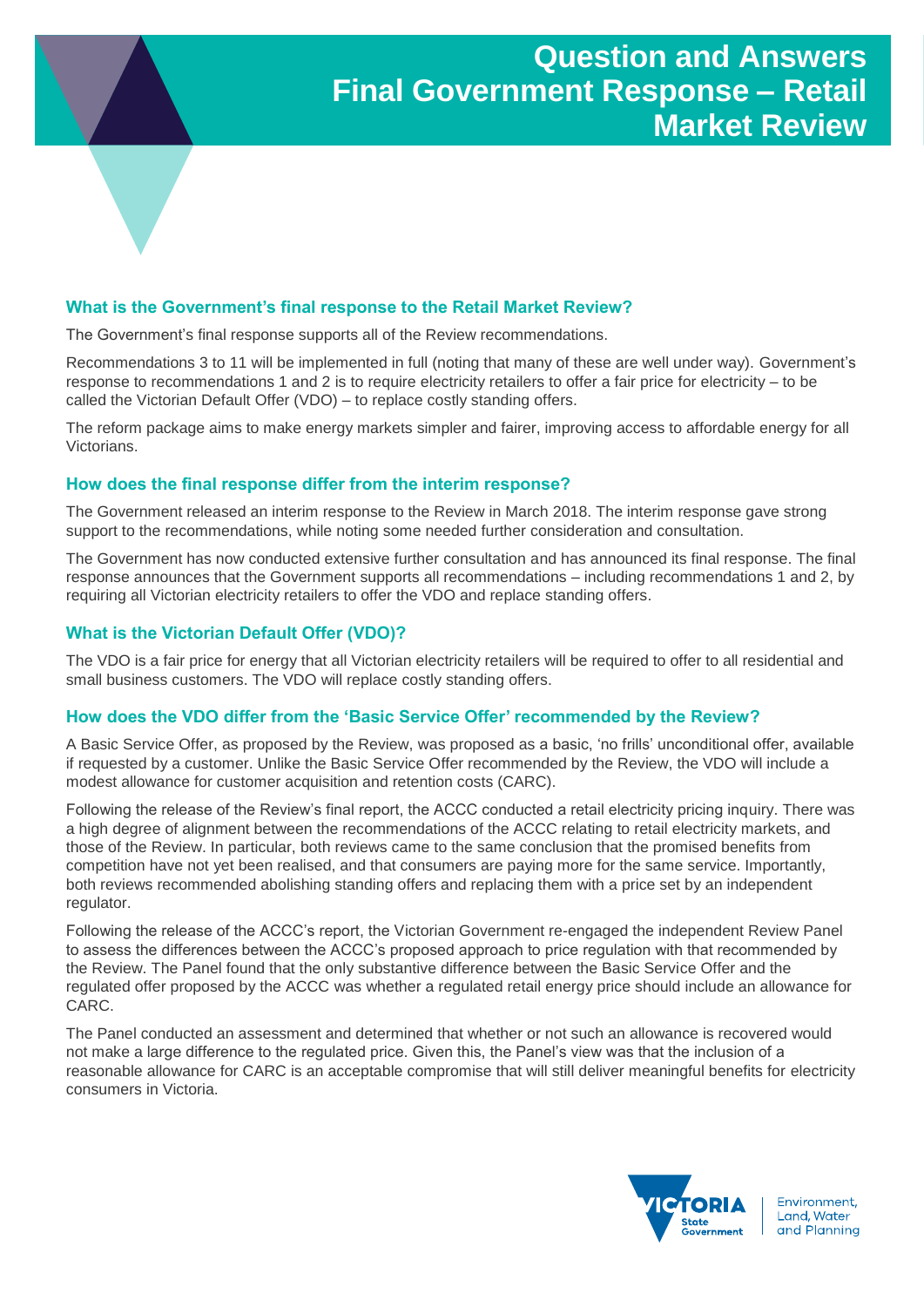# Question and Answers Final Government Response – Retail Market Review

## What is the Government's final response to the Retail Market Review?

The Government's final response supports all of the Review recommendations.

Recommendations 3 to 11 will be implemented in full (noting that many of these are well under way). Government's response to recommendations 1 and 2 is to require electricity retailers to offer a fair price for electricity – to be called the Victorian Default Offer (VDO) – to replace costly standing offers.

The reform package aims to make energy markets simpler and fairer, improving access to affordable energy for all Victorians.

## How does the final response differ from the interim response?

The Government released an interim response to the Review in March 2018. The interim response gave strong support to the recommendations, while noting some needed further consideration and consultation.

The Government has now conducted extensive further consultation and has announced its final response. The final response announces that the Government supports all recommendations – including recommendations 1 and 2, by requiring all Victorian electricity retailers to offer the VDO and replace standing offers.

## What is the Victorian Default Offer (VDO)?

The VDO is a fair price for energy that all Victorian electricity retailers will be required to offer to all residential and small business customers. The VDO will replace costly standing offers.

## How does the VDO differ from the 'Basic Service Offer' recommended by the Review?

A Basic Service Offer, as proposed by the Review, was proposed as a basic, 'no frills' unconditional offer, available if requested by a customer. Unlike the Basic Service Offer recommended by the Review, the VDO will include a modest allowance for customer acquisition and retention costs (CARC).

Following the release of the Review's final report, the ACCC conducted a retail electricity pricing inquiry. There was a high degree of alignment between the recommendations of the ACCC relating to retail electricity markets, and those of the Review. In particular, both reviews came to the same conclusion that the promised benefits from competition have not yet been realised, and that consumers are paying more for the same service. Importantly, both reviews recommended abolishing standing offers and replacing them with a price set by an independent regulator.

Following the release of the ACCC's report, the Victorian Government re-engaged the independent Review Panel to assess the differences between the ACCC's proposed approach to price regulation with that recommended by the Review. The Panel found that the only substantive difference between the Basic Service Offer and the regulated offer proposed by the ACCC was whether a regulated retail energy price should include an allowance for CARC.

The Panel conducted an assessment and determined that whether or not such an allowance is recovered would not make a large difference to the regulated price. Given this, the Panel's view was that the inclusion of a reasonable allowance for CARC is an acceptable compromise that will still deliver meaningful benefits for electricity consumers in Victoria.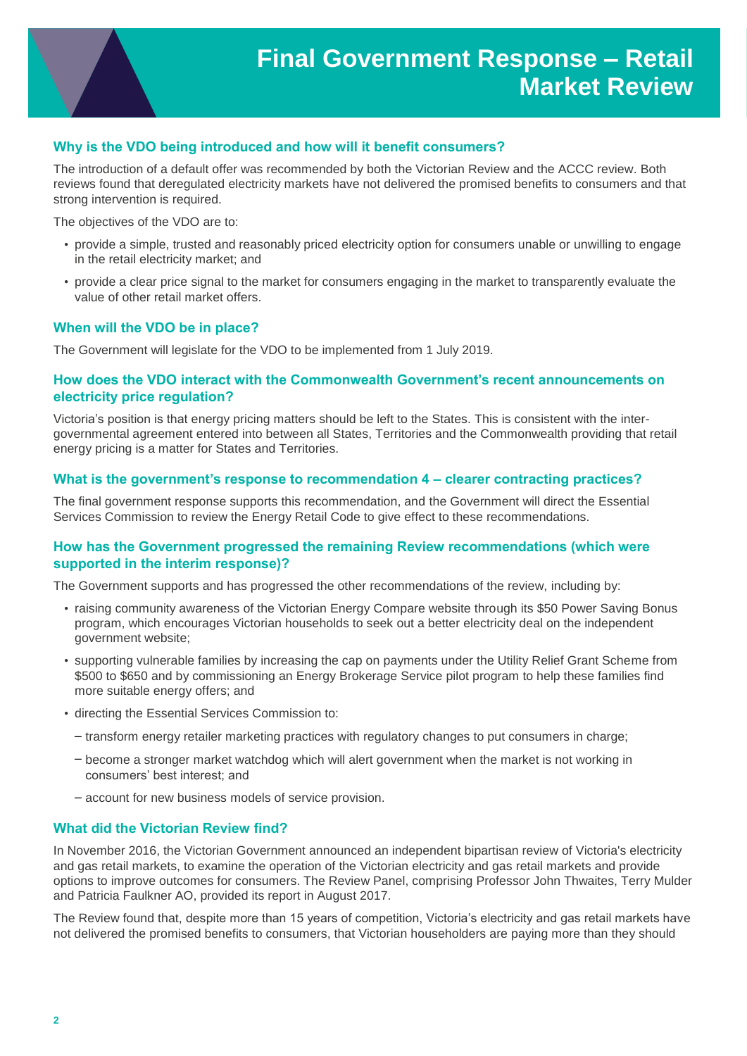# Final Government Response – Retail Market Review

## Why is the VDO being introduced and how will it benefit consumers?

The introduction of a default offer was recommended by both the Victorian Review and the ACCC review. Both reviews found that deregulated electricity markets have not delivered the promised benefits to consumers and that strong intervention is required.

The objectives of the VDO are to:

- provide a simple, trusted and reasonably priced electricity option for consumers unable or unwilling to engage in the retail electricity market; and
- provide a clear price signal to the market for consumers engaging in the market to transparently evaluate the value of other retail market offers.

## When will the VDO be in place?

The Government will legislate for the VDO to be implemented from 1 July 2019.

## How does the VDO interact with the Commonwealth Government's recent announcements on electricity price regulation?

Victoria's position is that energy pricing matters should be left to the States. This is consistent with the inter-governmental agreement entered into between all States, Territories and the Commonwealth providing that retail energy pricing is a matter for States and Territories.

## What is the government's response to recommendation 4 – clearer contracting practices?

The final government response supports this recommendation, and the Government will direct the Essential Services Commission to review the Energy Retail Code to give effect to these recommendations.

## How has the Government progressed the remaining Review recommendations (which were supported in the interim response)?

The Government supports and has progressed the other recommendations of the review, including by:

- raising community awareness of the Victorian Energy Compare website through its $50 Power Saving Bonus program, which encourages Victorian households to seek out a better electricity deal on the independent government website;
- supporting vulnerable families by increasing the cap on payments under the Utility Relief Grant Scheme from $500 to $650 and by commissioning an Energy Brokerage Service pilot program to help these families find more suitable energy offers; and
- directing the Essential Services Commission to:
  - transform energy retailer marketing practices with regulatory changes to put consumers in charge;
  - become a stronger market watchdog which will alert government when the market is not working in consumers' best interest; and
  - account for new business models of service provision.

## What did the Victorian Review find?

In November 2016, the Victorian Government announced an independent bipartisan review of Victoria's electricity and gas retail markets, to examine the operation of the Victorian electricity and gas retail markets and provide options to improve outcomes for consumers. The Review Panel, comprising Professor John Thwaites, Terry Mulder and Patricia Faulkner AO, provided its report in August 2017.

The Review found that, despite more than 15 years of competition, Victoria's electricity and gas retail markets have not delivered the promised benefits to consumers, that Victorian householders are paying more than they should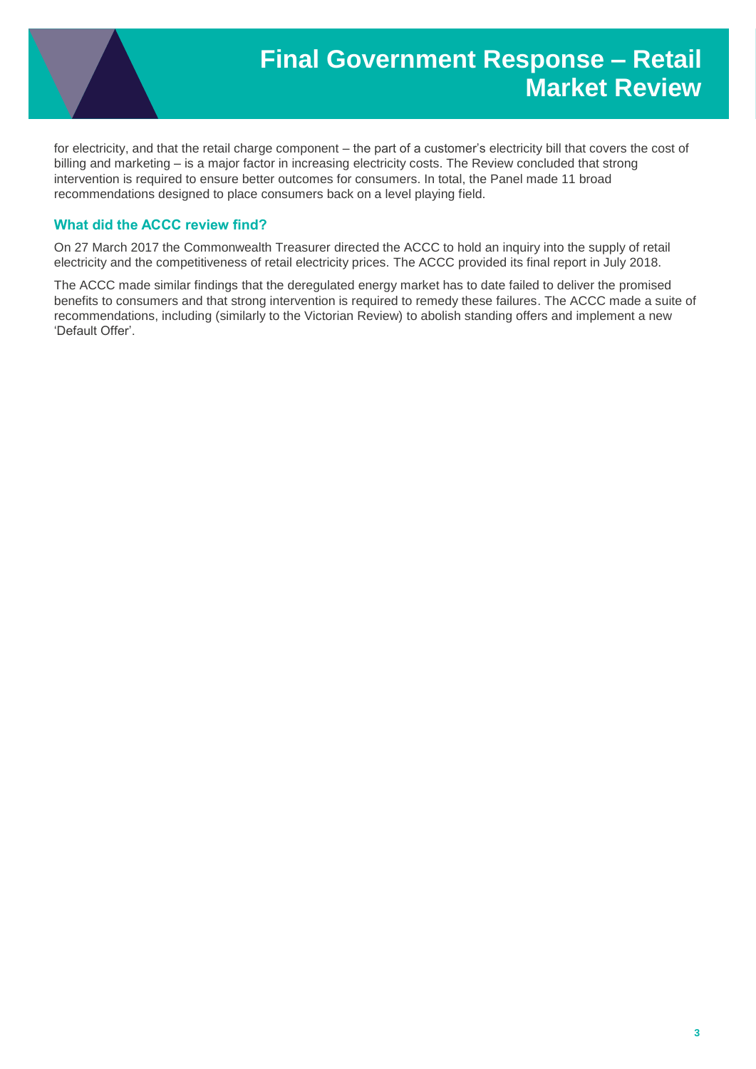for electricity, and that the retail charge component – the part of a customer's electricity bill that covers the cost of billing and marketing – is a major factor in increasing electricity costs. The Review concluded that strong intervention is required to ensure better outcomes for consumers. In total, the Panel made 11 broad recommendations designed to place consumers back on a level playing field.

### What did the ACCC review find?

On 27 March 2017 the Commonwealth Treasurer directed the ACCC to hold an inquiry into the supply of retail electricity and the competitiveness of retail electricity prices. The ACCC provided its final report in July 2018.

The ACCC made similar findings that the deregulated energy market has to date failed to deliver the promised benefits to consumers and that strong intervention is required to remedy these failures. The ACCC made a suite of recommendations, including (similarly to the Victorian Review) to abolish standing offers and implement a new 'Default Offer'.